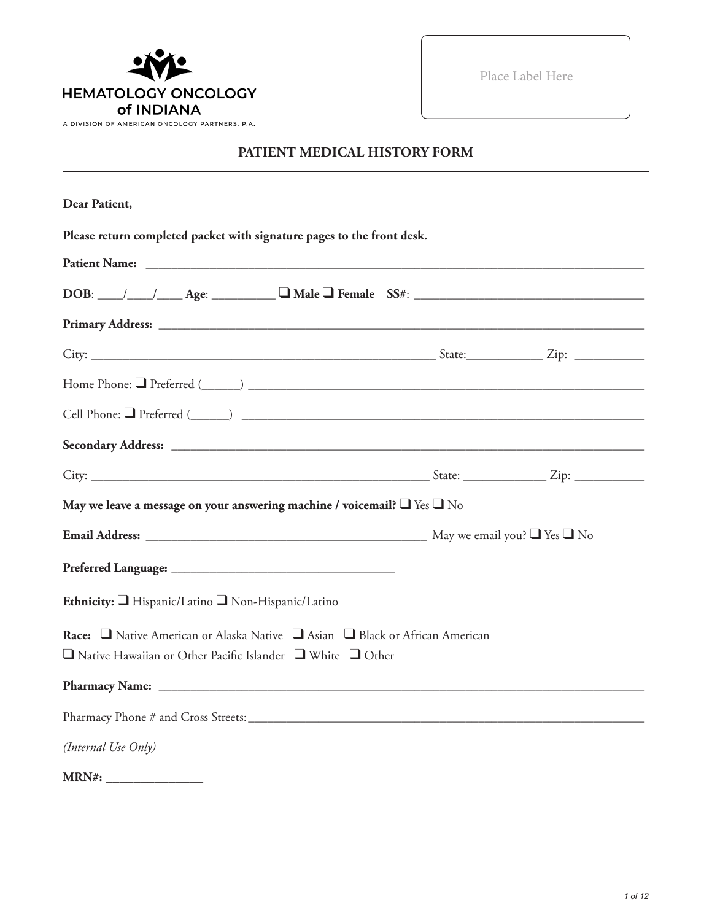HEMATOLOGY ONCOLOGY of INDIANA

A DIVISION OF AMERICAN ONCOLOGY PARTNERS, P.A.

Place Label Here

## PATIENT MEDICAL HISTORY FORM

**Dear Patient,**

**Please return completed packet with signature pages to the front desk.**

**Patient Name:** ______________________________________________

**DOB**: ____/____/____ **Age**: __________ ❑ **Male** ❑ **Female** **SS#**: ______________________

**Primary Address:** ______________________________________________

City: ______________________________ State:____________ Zip: ___________

Home Phone: ❑ Preferred (______) ______________________________________

Cell Phone: ❑ Preferred (______) ______________________________________

**Secondary Address:** ______________________________________________

City: ______________________________ State: _____________ Zip: ___________

**May we leave a message on your answering machine / voicemail?** ❑ Yes ❑ No

**Email Address:** ____________________________ May we email you? ❑ Yes ❑ No

**Preferred Language:** ______________________

**Ethnicity:** ❑ Hispanic/Latino ❑ Non-Hispanic/Latino

**Race:** ❑ Native American or Alaska Native ❑ Asian ❑ Black or African American
❑ Native Hawaiian or Other Pacific Islander ❑ White ❑ Other

**Pharmacy Name:** ______________________________________________

Pharmacy Phone # and Cross Streets:______________________________________

*(Internal Use Only)*

**MRN#:** _______________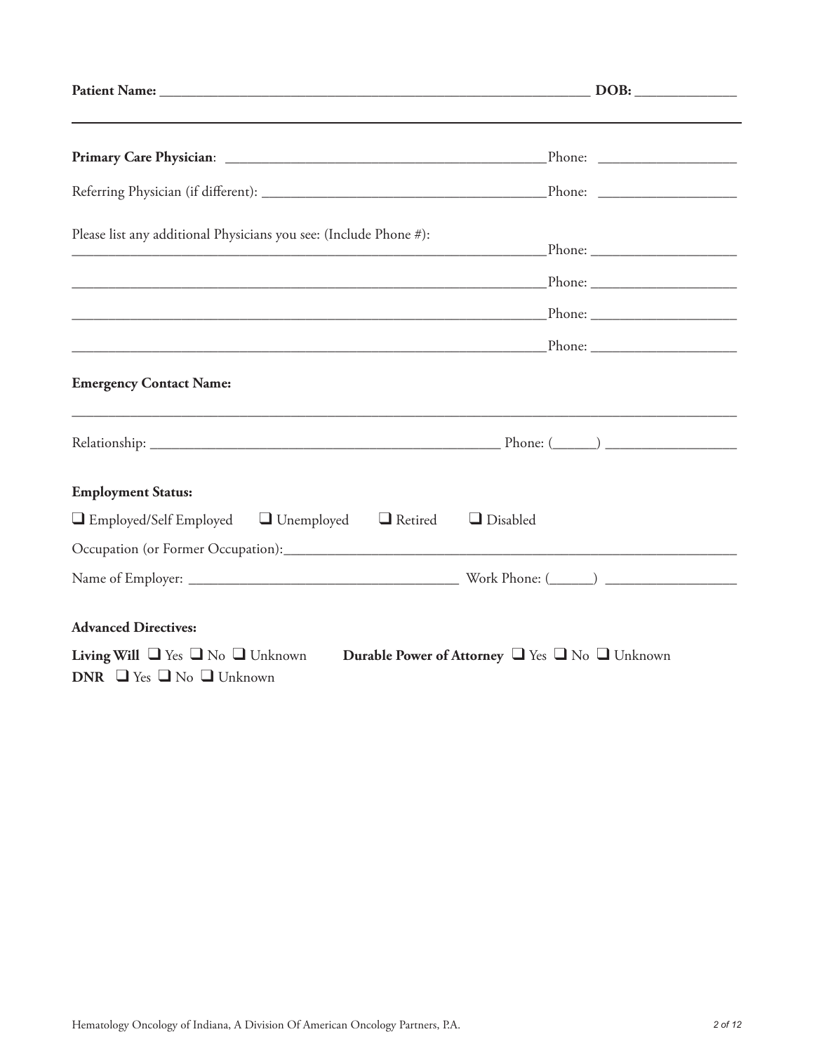**Patient Name:** ____________________________________________________________ **DOB:** ______________

---

**Primary Care Physician**: ____________________________________________ Phone: ___________________

Referring Physician (if different): ______________________________________ Phone: ___________________

Please list any additional Physicians you see: (Include Phone #):

_________________________________________________________________ Phone: ____________________

_________________________________________________________________ Phone: ____________________

_________________________________________________________________ Phone: ____________________

_________________________________________________________________ Phone: ____________________

**Emergency Contact Name:**

_____________________________________________________________________________________________

Relationship: _______________________________________________ Phone: (______) _________________

**Employment Status:**

❑ Employed/Self Employed ❑ Unemployed ❑ Retired ❑ Disabled

Occupation (or Former Occupation):_________________________________________________________________

Name of Employer: ____________________________________ Work Phone: (______) _________________

**Advanced Directives:**

**Living Will** ❑ Yes ❑ No ❑ Unknown **Durable Power of Attorney** ❑ Yes ❑ No ❑ Unknown

**DNR** ❑ Yes ❑ No ❑ Unknown

Hematology Oncology of Indiana, A Division Of American Oncology Partners, P.A.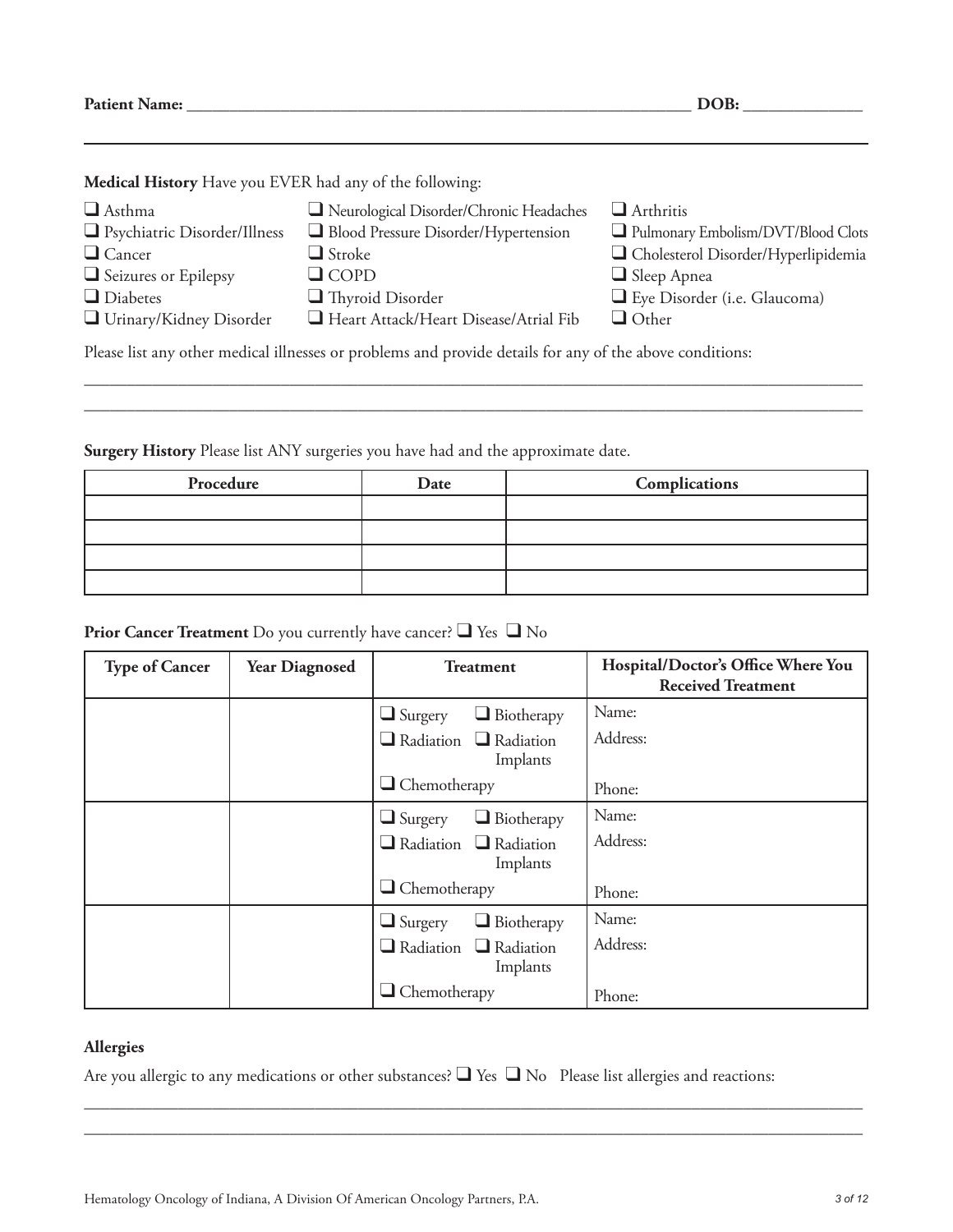**Patient Name:** ______________________________________________ **DOB:** ____________

**Medical History** Have you EVER had any of the following:

- ☐ Asthma
- ☐ Psychiatric Disorder/Illness
- ☐ Cancer
- ☐ Seizures or Epilepsy
- ☐ Diabetes
- ☐ Urinary/Kidney Disorder
- ☐ Neurological Disorder/Chronic Headaches
- ☐ Blood Pressure Disorder/Hypertension
- ☐ Stroke
- ☐ COPD
- ☐ Thyroid Disorder
- ☐ Heart Attack/Heart Disease/Atrial Fib
- ☐ Arthritis
- ☐ Pulmonary Embolism/DVT/Blood Clots
- ☐ Cholesterol Disorder/Hyperlipidemia
- ☐ Sleep Apnea
- ☐ Eye Disorder (i.e. Glaucoma)
- ☐ Other

Please list any other medical illnesses or problems and provide details for any of the above conditions:

_____________________________________________________________________________

_____________________________________________________________________________

**Surgery History** Please list ANY surgeries you have had and the approximate date.

| Procedure | Date | Complications |
|---|---|---|
| | | |
| | | |
| | | |
| | | |

**Prior Cancer Treatment** Do you currently have cancer? ☐ Yes ☐ No

| Type of Cancer | Year Diagnosed | Treatment | Hospital/Doctor's Office Where You Received Treatment |
|---|---|---|---|
| | | ☐ Surgery ☐ Biotherapy ☐ Radiation ☐ Radiation Implants ☐ Chemotherapy | Name: Address: Phone: |
| | | ☐ Surgery ☐ Biotherapy ☐ Radiation ☐ Radiation Implants ☐ Chemotherapy | Name: Address: Phone: |
| | | ☐ Surgery ☐ Biotherapy ☐ Radiation ☐ Radiation Implants ☐ Chemotherapy | Name: Address: Phone: |

**Allergies**

Are you allergic to any medications or other substances? ☐ Yes ☐ No Please list allergies and reactions:

_____________________________________________________________________________

_____________________________________________________________________________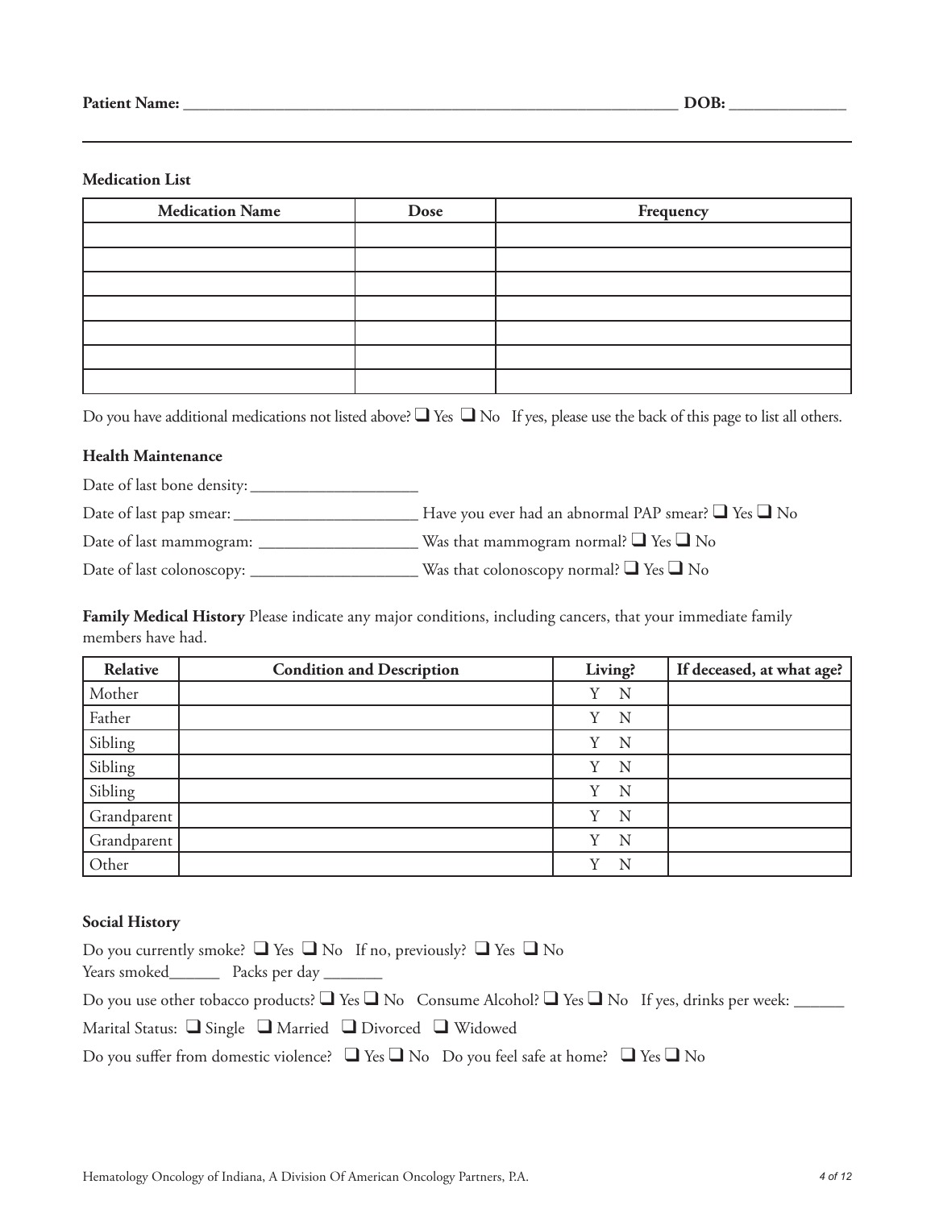**Patient Name:** ______________________________________________ **DOB:** ____________

**Medication List**

| Medication Name | Dose | Frequency |
|---|---|---|
| | | |
| | | |
| | | |
| | | |
| | | |
| | | |
| | | |

Do you have additional medications not listed above? ❑ Yes ❑ No If yes, please use the back of this page to list all others.

**Health Maintenance**

Date of last bone density: ____________________

Date of last pap smear: ______________________ Have you ever had an abnormal PAP smear? ❑ Yes ❑ No

Date of last mammogram: ___________________ Was that mammogram normal? ❑ Yes ❑ No

Date of last colonoscopy: ____________________ Was that colonoscopy normal? ❑ Yes ❑ No

**Family Medical History** Please indicate any major conditions, including cancers, that your immediate family members have had.

| Relative | Condition and Description | Living? | If deceased, at what age? |
|---|---|---|---|
| Mother | | Y N | |
| Father | | Y N | |
| Sibling | | Y N | |
| Sibling | | Y N | |
| Sibling | | Y N | |
| Grandparent | | Y N | |
| Grandparent | | Y N | |
| Other | | Y N | |

**Social History**

Do you currently smoke? ❑ Yes ❑ No If no, previously? ❑ Yes ❑ No
Years smoked______ Packs per day _______

Do you use other tobacco products? ❑ Yes ❑ No Consume Alcohol? ❑ Yes ❑ No If yes, drinks per week: ______

Marital Status: ❑ Single ❑ Married ❑ Divorced ❑ Widowed

Do you suffer from domestic violence? ❑ Yes ❑ No Do you feel safe at home? ❑ Yes ❑ No

Hematology Oncology of Indiana, A Division Of American Oncology Partners, P.A.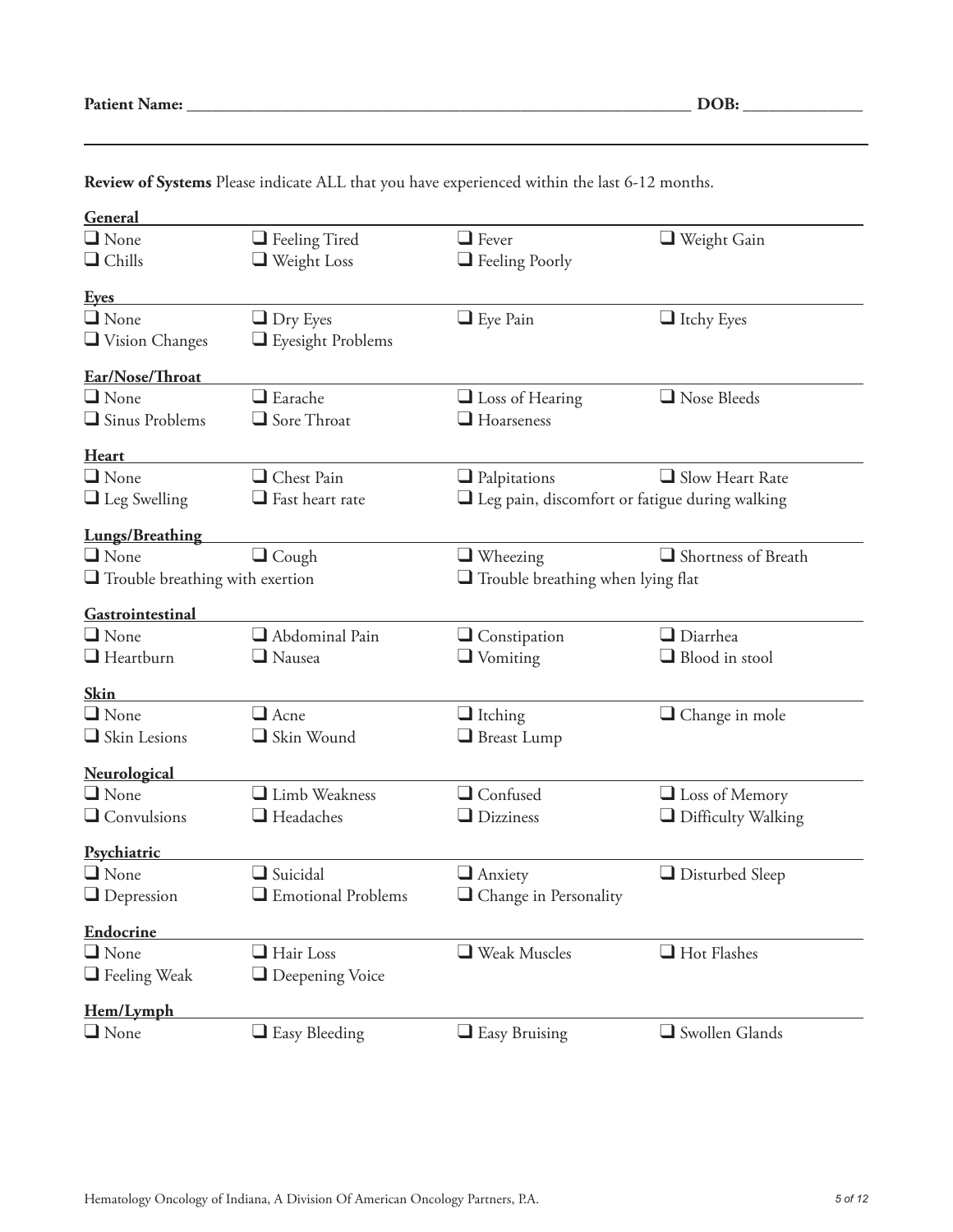**Patient Name:** ____________________________________________ **DOB:** ______________

**Review of Systems** Please indicate ALL that you have experienced within the last 6-12 months.

**General**

- ❑ None
- ❑ Feeling Tired
- ❑ Fever
- ❑ Weight Gain
- ❑ Chills
- ❑ Weight Loss
- ❑ Feeling Poorly

**Eyes**

- ❑ None
- ❑ Dry Eyes
- ❑ Eye Pain
- ❑ Itchy Eyes
- ❑ Vision Changes
- ❑ Eyesight Problems

**Ear/Nose/Throat**

- ❑ None
- ❑ Earache
- ❑ Loss of Hearing
- ❑ Nose Bleeds
- ❑ Sinus Problems
- ❑ Sore Throat
- ❑ Hoarseness

**Heart**

- ❑ None
- ❑ Chest Pain
- ❑ Palpitations
- ❑ Slow Heart Rate
- ❑ Leg Swelling
- ❑ Fast heart rate
- ❑ Leg pain, discomfort or fatigue during walking

**Lungs/Breathing**

- ❑ None
- ❑ Cough
- ❑ Wheezing
- ❑ Shortness of Breath
- ❑ Trouble breathing with exertion
- ❑ Trouble breathing when lying flat

**Gastrointestinal**

- ❑ None
- ❑ Abdominal Pain
- ❑ Constipation
- ❑ Diarrhea
- ❑ Heartburn
- ❑ Nausea
- ❑ Vomiting
- ❑ Blood in stool

**Skin**

- ❑ None
- ❑ Acne
- ❑ Itching
- ❑ Change in mole
- ❑ Skin Lesions
- ❑ Skin Wound
- ❑ Breast Lump

**Neurological**

- ❑ None
- ❑ Limb Weakness
- ❑ Confused
- ❑ Loss of Memory
- ❑ Convulsions
- ❑ Headaches
- ❑ Dizziness
- ❑ Difficulty Walking

**Psychiatric**

- ❑ None
- ❑ Suicidal
- ❑ Anxiety
- ❑ Disturbed Sleep
- ❑ Depression
- ❑ Emotional Problems
- ❑ Change in Personality

**Endocrine**

- ❑ None
- ❑ Hair Loss
- ❑ Weak Muscles
- ❑ Hot Flashes
- ❑ Feeling Weak
- ❑ Deepening Voice

**Hem/Lymph**

- ❑ None
- ❑ Easy Bleeding
- ❑ Easy Bruising
- ❑ Swollen Glands

Hematology Oncology of Indiana, A Division Of American Oncology Partners, P.A.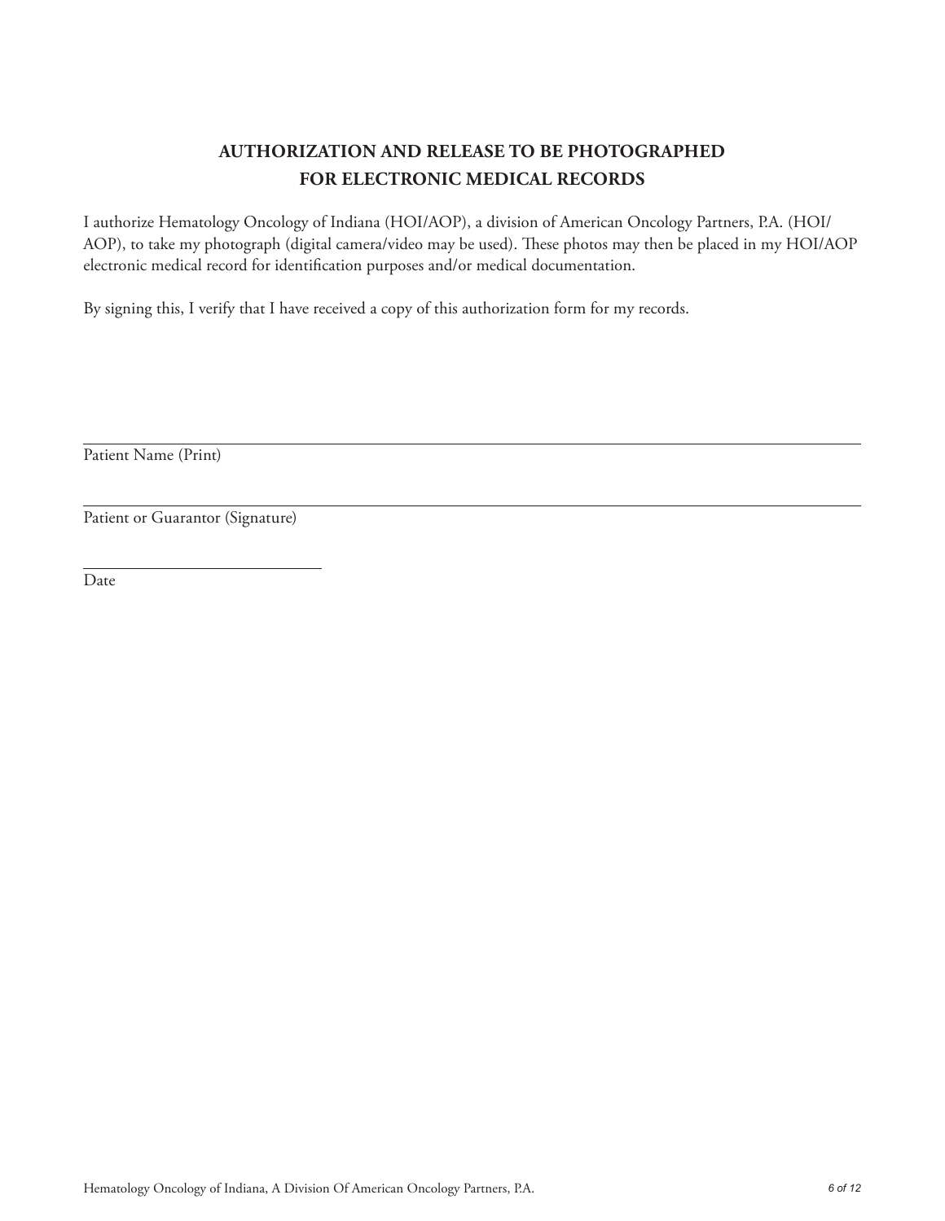# AUTHORIZATION AND RELEASE TO BE PHOTOGRAPHED FOR ELECTRONIC MEDICAL RECORDS

I authorize Hematology Oncology of Indiana (HOI/AOP), a division of American Oncology Partners, P.A. (HOI/AOP), to take my photograph (digital camera/video may be used). These photos may then be placed in my HOI/AOP electronic medical record for identification purposes and/or medical documentation.

By signing this, I verify that I have received a copy of this authorization form for my records.

______________________________________________________________________

Patient Name (Print)

______________________________________________________________________

Patient or Guarantor (Signature)

______________________________

Date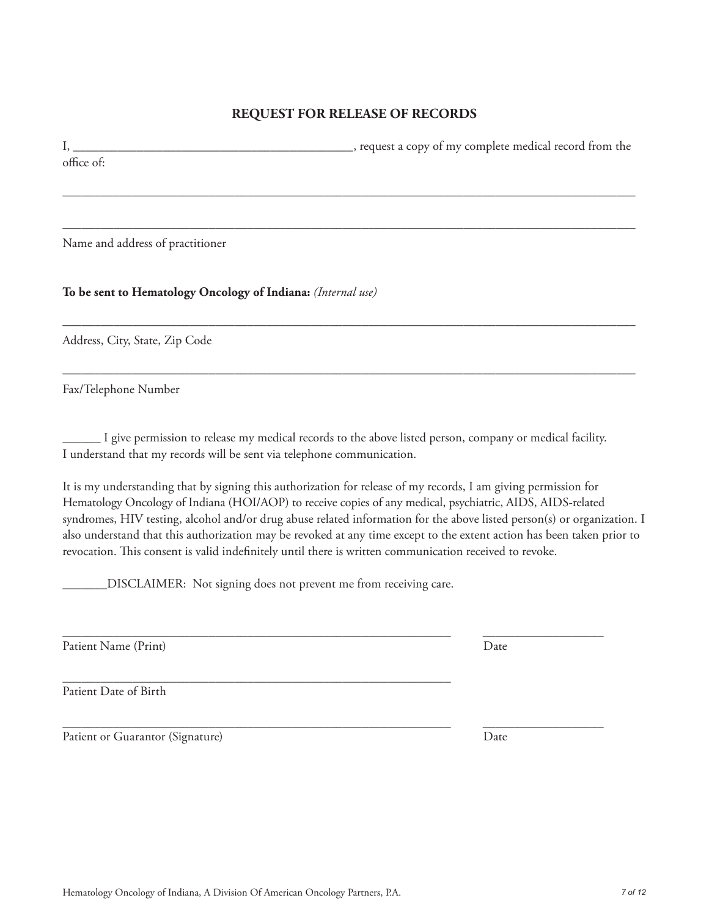## REQUEST FOR RELEASE OF RECORDS

I, ____________________________________________, request a copy of my complete medical record from the office of:

_______________________________________________________________________________________

_______________________________________________________________________________________

Name and address of practitioner

**To be sent to Hematology Oncology of Indiana:** *(Internal use)*

_______________________________________________________________________________________

Address, City, State, Zip Code

_______________________________________________________________________________________

Fax/Telephone Number

______ I give permission to release my medical records to the above listed person, company or medical facility. I understand that my records will be sent via telephone communication.

It is my understanding that by signing this authorization for release of my records, I am giving permission for Hematology Oncology of Indiana (HOI/AOP) to receive copies of any medical, psychiatric, AIDS, AIDS-related syndromes, HIV testing, alcohol and/or drug abuse related information for the above listed person(s) or organization. I also understand that this authorization may be revoked at any time except to the extent action has been taken prior to revocation. This consent is valid indefinitely until there is written communication received to revoke.

_______DISCLAIMER: Not signing does not prevent me from receiving care.

_______________________________________________________________ ___________________

Patient Name (Print) Date

_______________________________________________________________

Patient Date of Birth

_______________________________________________________________ ___________________

Patient or Guarantor (Signature) Date

Hematology Oncology of Indiana, A Division Of American Oncology Partners, P.A.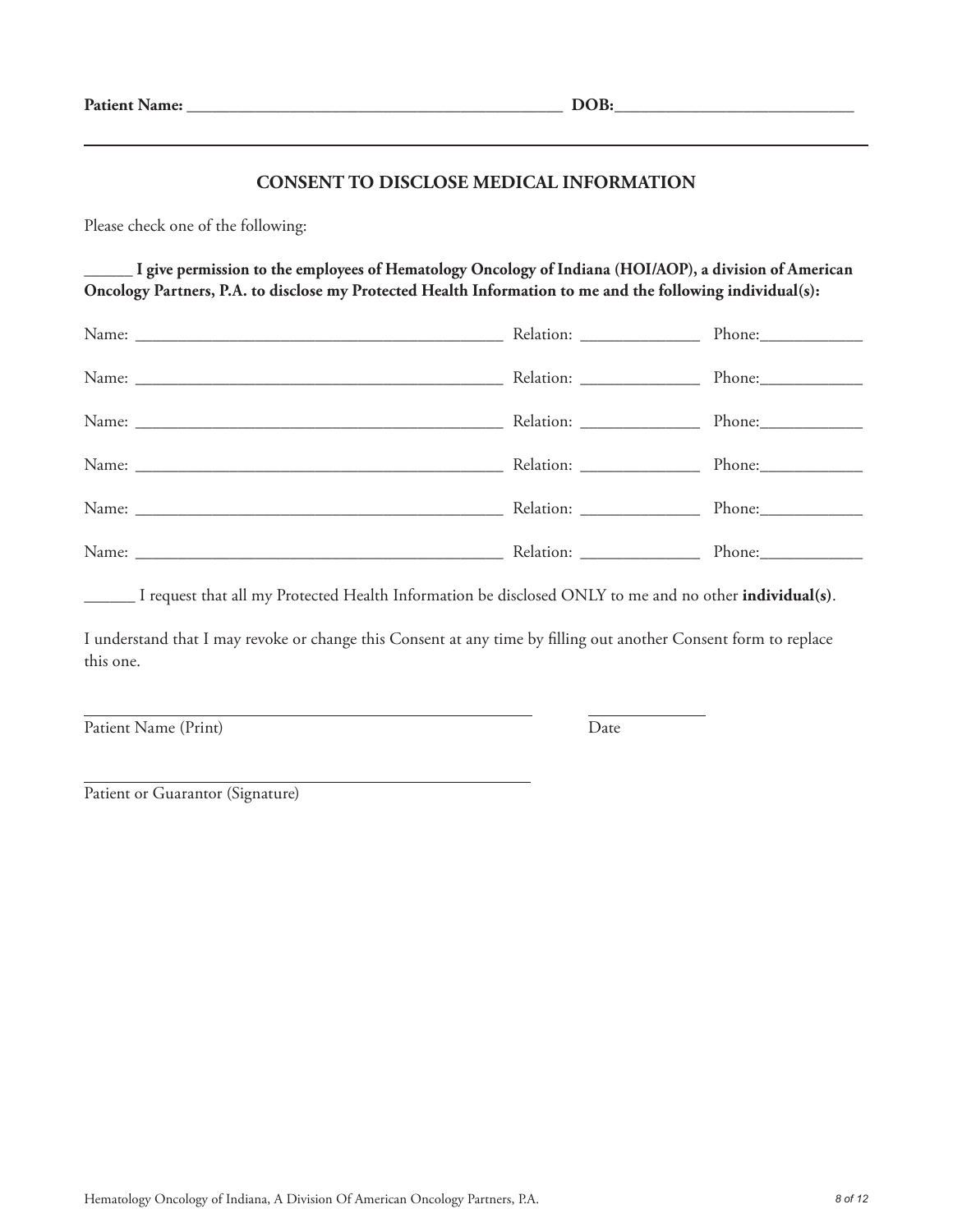**Patient Name:** ____________________________________________ **DOB:**___________________________

## CONSENT TO DISCLOSE MEDICAL INFORMATION

Please check one of the following:

**______ I give permission to the employees of Hematology Oncology of Indiana (HOI/AOP), a division of American Oncology Partners, P.A. to disclose my Protected Health Information to me and the following individual(s):**

Name: ____________________________________________ Relation: ______________ Phone:____________

Name: ____________________________________________ Relation: ______________ Phone:____________

Name: ____________________________________________ Relation: ______________ Phone:____________

Name: ____________________________________________ Relation: ______________ Phone:____________

Name: ____________________________________________ Relation: ______________ Phone:____________

Name: ____________________________________________ Relation: ______________ Phone:____________

______ I request that all my Protected Health Information be disclosed ONLY to me and no other **individual(s)**.

I understand that I may revoke or change this Consent at any time by filling out another Consent form to replace this one.

______________________________________________________ ______________

Patient Name (Print) Date

______________________________________________________

Patient or Guarantor (Signature)

Hematology Oncology of Indiana, A Division Of American Oncology Partners, P.A.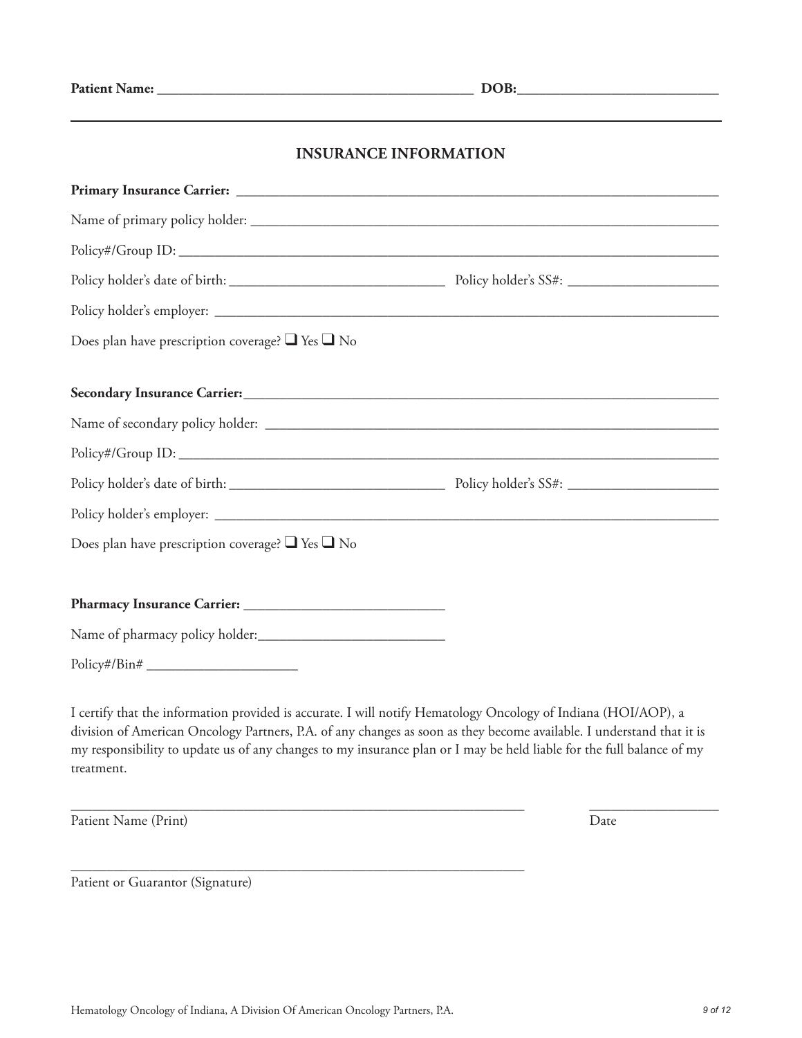**Patient Name:** ____________________________________________ **DOB:**___________________________

## INSURANCE INFORMATION

**Primary Insurance Carrier:** ____________________________________________________________________

Name of primary policy holder: ____________________________________________________________________

Policy#/Group ID: ____________________________________________________________________________

Policy holder's date of birth: ______________________________ Policy holder's SS#: _____________________

Policy holder's employer: _________________________________________________________________________

Does plan have prescription coverage? ☐ Yes ☐ No

**Secondary Insurance Carrier:**___________________________________________________________________

Name of secondary policy holder: ___________________________________________________________________

Policy#/Group ID: ____________________________________________________________________________

Policy holder's date of birth: ______________________________ Policy holder's SS#: _____________________

Policy holder's employer: _________________________________________________________________________

Does plan have prescription coverage? ☐ Yes ☐ No

**Pharmacy Insurance Carrier:** ____________________________

Name of pharmacy policy holder:__________________________

Policy#/Bin# _____________________

I certify that the information provided is accurate. I will notify Hematology Oncology of Indiana (HOI/AOP), a division of American Oncology Partners, P.A. of any changes as soon as they become available. I understand that it is my responsibility to update us of any changes to my insurance plan or I may be held liable for the full balance of my treatment.

_________________________________________________________________ __________________

Patient Name (Print) Date

_________________________________________________________________

Patient or Guarantor (Signature)

Hematology Oncology of Indiana, A Division Of American Oncology Partners, P.A.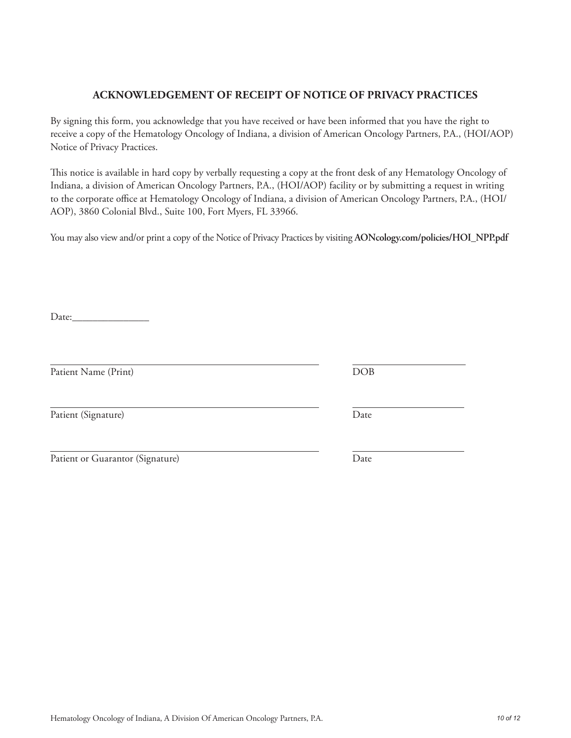## ACKNOWLEDGEMENT OF RECEIPT OF NOTICE OF PRIVACY PRACTICES

By signing this form, you acknowledge that you have received or have been informed that you have the right to receive a copy of the Hematology Oncology of Indiana, a division of American Oncology Partners, P.A., (HOI/AOP) Notice of Privacy Practices.

This notice is available in hard copy by verbally requesting a copy at the front desk of any Hematology Oncology of Indiana, a division of American Oncology Partners, P.A., (HOI/AOP) facility or by submitting a request in writing to the corporate office at Hematology Oncology of Indiana, a division of American Oncology Partners, P.A., (HOI/AOP), 3860 Colonial Blvd., Suite 100, Fort Myers, FL 33966.

You may also view and/or print a copy of the Notice of Privacy Practices by visiting **AONcology.com/policies/HOI_NPP.pdf**

Date:_______________

______________________________________________________ ______________________

Patient Name (Print) DOB

______________________________________________________ ______________________

Patient (Signature) Date

______________________________________________________ ______________________

Patient or Guarantor (Signature) Date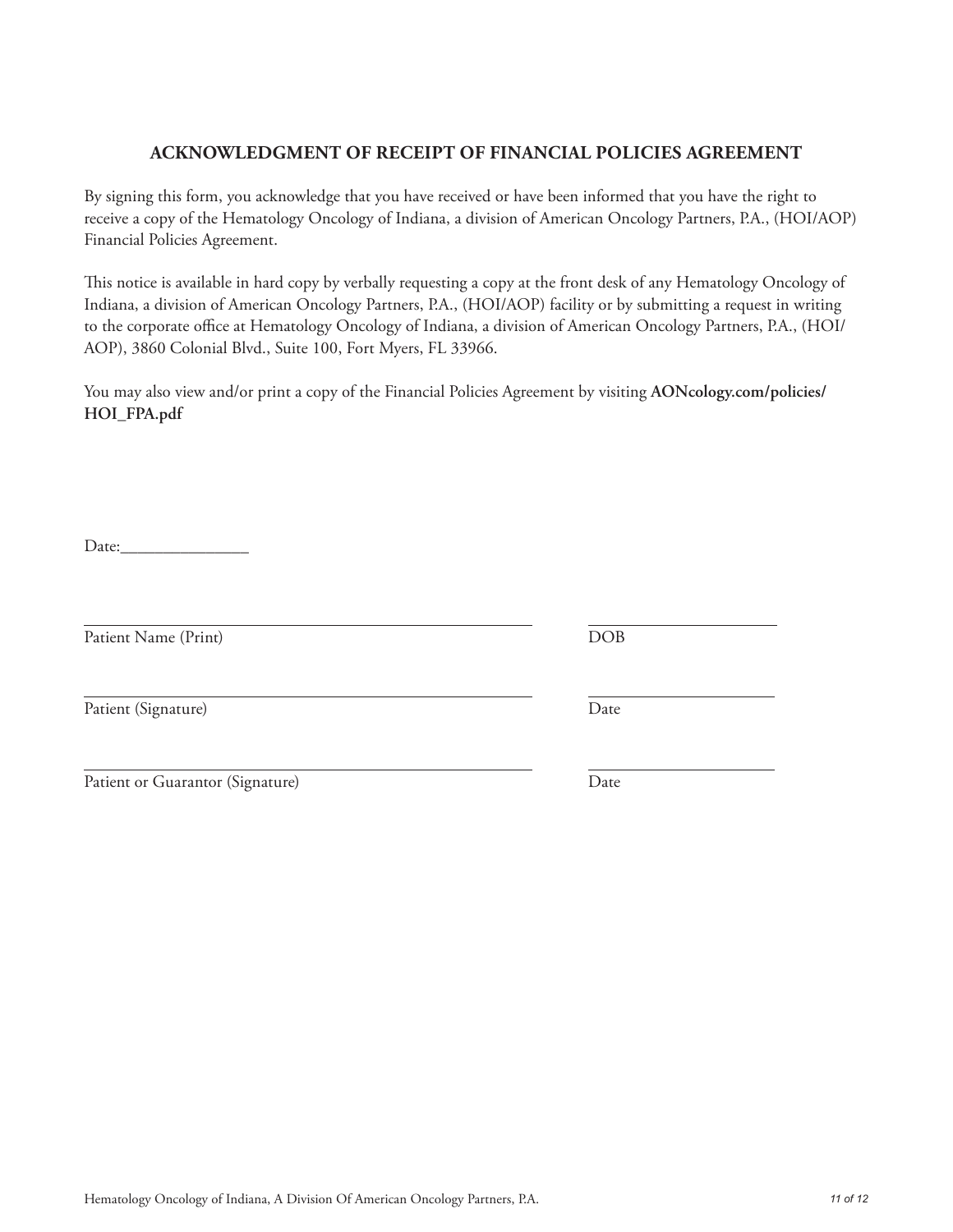## ACKNOWLEDGMENT OF RECEIPT OF FINANCIAL POLICIES AGREEMENT

By signing this form, you acknowledge that you have received or have been informed that you have the right to receive a copy of the Hematology Oncology of Indiana, a division of American Oncology Partners, P.A., (HOI/AOP) Financial Policies Agreement.

This notice is available in hard copy by verbally requesting a copy at the front desk of any Hematology Oncology of Indiana, a division of American Oncology Partners, P.A., (HOI/AOP) facility or by submitting a request in writing to the corporate office at Hematology Oncology of Indiana, a division of American Oncology Partners, P.A., (HOI/AOP), 3860 Colonial Blvd., Suite 100, Fort Myers, FL 33966.

You may also view and/or print a copy of the Financial Policies Agreement by visiting **AONcology.com/policies/HOI_FPA.pdf**

Date:_______________

_______________________________________________ &nbsp;&nbsp;&nbsp;&nbsp; ______________________
Patient Name (Print) &nbsp;&nbsp;&nbsp;&nbsp; DOB

_______________________________________________ &nbsp;&nbsp;&nbsp;&nbsp; ______________________
Patient (Signature) &nbsp;&nbsp;&nbsp;&nbsp; Date

_______________________________________________ &nbsp;&nbsp;&nbsp;&nbsp; ______________________
Patient or Guarantor (Signature) &nbsp;&nbsp;&nbsp;&nbsp; Date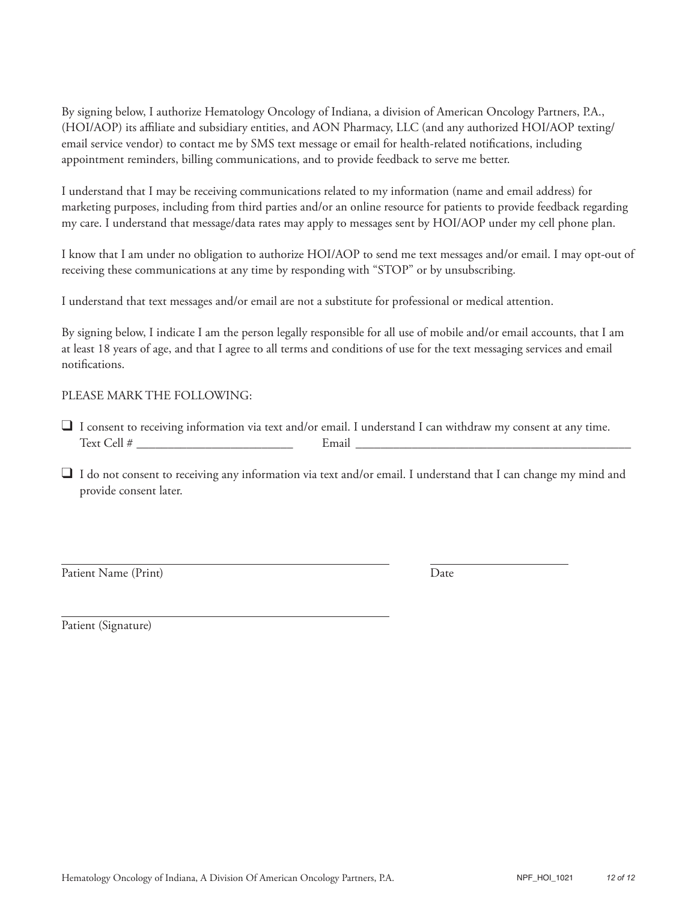By signing below, I authorize Hematology Oncology of Indiana, a division of American Oncology Partners, P.A., (HOI/AOP) its affiliate and subsidiary entities, and AON Pharmacy, LLC (and any authorized HOI/AOP texting/ email service vendor) to contact me by SMS text message or email for health-related notifications, including appointment reminders, billing communications, and to provide feedback to serve me better.

I understand that I may be receiving communications related to my information (name and email address) for marketing purposes, including from third parties and/or an online resource for patients to provide feedback regarding my care. I understand that message/data rates may apply to messages sent by HOI/AOP under my cell phone plan.

I know that I am under no obligation to authorize HOI/AOP to send me text messages and/or email. I may opt-out of receiving these communications at any time by responding with "STOP" or by unsubscribing.

I understand that text messages and/or email are not a substitute for professional or medical attention.

By signing below, I indicate I am the person legally responsible for all use of mobile and/or email accounts, that I am at least 18 years of age, and that I agree to all terms and conditions of use for the text messaging services and email notifications.

PLEASE MARK THE FOLLOWING:

- ☐ I consent to receiving information via text and/or email. I understand I can withdraw my consent at any time.
  Text Cell # ________________________ Email ____________________________________________

- ☐ I do not consent to receiving any information via text and/or email. I understand that I can change my mind and provide consent later.

______________________________________________ ______________________

Patient Name (Print) Date

______________________________________________

Patient (Signature)

Hematology Oncology of Indiana, A Division Of American Oncology Partners, P.A. NPF_HOI_1021